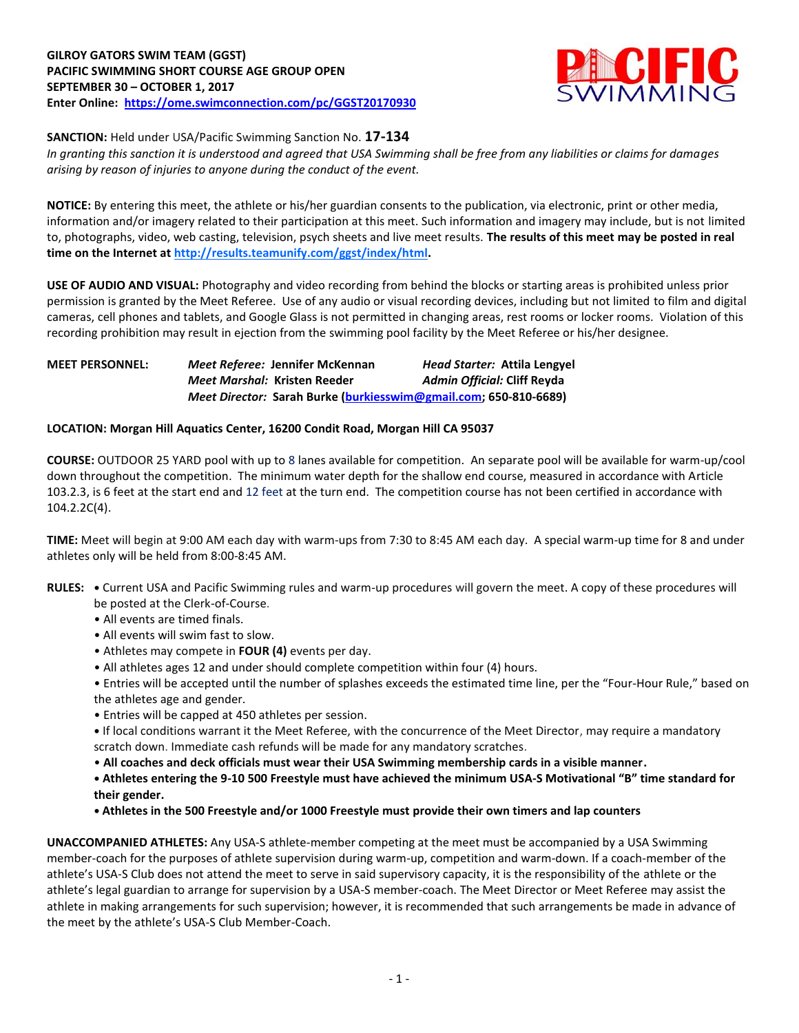**GILROY GATORS SWIM TEAM (GGST)**
**PACIFIC SWIMMING SHORT COURSE AGE GROUP OPEN**
**SEPTEMBER 30 – OCTOBER 1, 2017**
**Enter Online: [https://ome.swimconnection.com/pc/GGST20170930](https://ome.swimconnection.com/pc/GGST20170930)**

PACIFIC SWIMMING

**SANCTION:** Held under USA/Pacific Swimming Sanction No. **17-134**
*In granting this sanction it is understood and agreed that USA Swimming shall be free from any liabilities or claims for damages arising by reason of injuries to anyone during the conduct of the event.*

**NOTICE:** By entering this meet, the athlete or his/her guardian consents to the publication, via electronic, print or other media, information and/or imagery related to their participation at this meet. Such information and imagery may include, but is not limited to, photographs, video, web casting, television, psych sheets and live meet results. **The results of this meet may be posted in real time on the Internet at [http://results.teamunify.com/ggst/index/html](http://results.teamunify.com/ggst/index/html).**

**USE OF AUDIO AND VISUAL:** Photography and video recording from behind the blocks or starting areas is prohibited unless prior permission is granted by the Meet Referee. Use of any audio or visual recording devices, including but not limited to film and digital cameras, cell phones and tablets, and Google Glass is not permitted in changing areas, rest rooms or locker rooms. Violation of this recording prohibition may result in ejection from the swimming pool facility by the Meet Referee or his/her designee.

**MEET PERSONNEL:**
***Meet Referee:* Jennifer McKennan** — ***Head Starter:* Attila Lengyel**
***Meet Marshal:* Kristen Reeder** — ***Admin Official:* Cliff Reyda**
***Meet Director:* Sarah Burke ([burkiesswim@gmail.com](mailto:burkiesswim@gmail.com); 650-810-6689)**

**LOCATION: Morgan Hill Aquatics Center, 16200 Condit Road, Morgan Hill CA 95037**

**COURSE:** OUTDOOR 25 YARD pool with up to 8 lanes available for competition. An separate pool will be available for warm-up/cool down throughout the competition. The minimum water depth for the shallow end course, measured in accordance with Article 103.2.3, is 6 feet at the start end and 12 feet at the turn end. The competition course has not been certified in accordance with 104.2.2C(4).

**TIME:** Meet will begin at 9:00 AM each day with warm-ups from 7:30 to 8:45 AM each day. A special warm-up time for 8 and under athletes only will be held from 8:00-8:45 AM.

**RULES:**
- Current USA and Pacific Swimming rules and warm-up procedures will govern the meet. A copy of these procedures will be posted at the Clerk-of-Course.
- All events are timed finals.
- All events will swim fast to slow.
- Athletes may compete in **FOUR (4)** events per day.
- All athletes ages 12 and under should complete competition within four (4) hours.
- Entries will be accepted until the number of splashes exceeds the estimated time line, per the "Four-Hour Rule," based on the athletes age and gender.
- Entries will be capped at 450 athletes per session.
- If local conditions warrant it the Meet Referee, with the concurrence of the Meet Director, may require a mandatory scratch down. Immediate cash refunds will be made for any mandatory scratches.
- **All coaches and deck officials must wear their USA Swimming membership cards in a visible manner.**
- **Athletes entering the 9-10 500 Freestyle must have achieved the minimum USA-S Motivational "B" time standard for their gender.**
- **Athletes in the 500 Freestyle and/or 1000 Freestyle must provide their own timers and lap counters**

**UNACCOMPANIED ATHLETES:** Any USA-S athlete-member competing at the meet must be accompanied by a USA Swimming member-coach for the purposes of athlete supervision during warm-up, competition and warm-down. If a coach-member of the athlete's USA-S Club does not attend the meet to serve in said supervisory capacity, it is the responsibility of the athlete or the athlete's legal guardian to arrange for supervision by a USA-S member-coach. The Meet Director or Meet Referee may assist the athlete in making arrangements for such supervision; however, it is recommended that such arrangements be made in advance of the meet by the athlete's USA-S Club Member-Coach.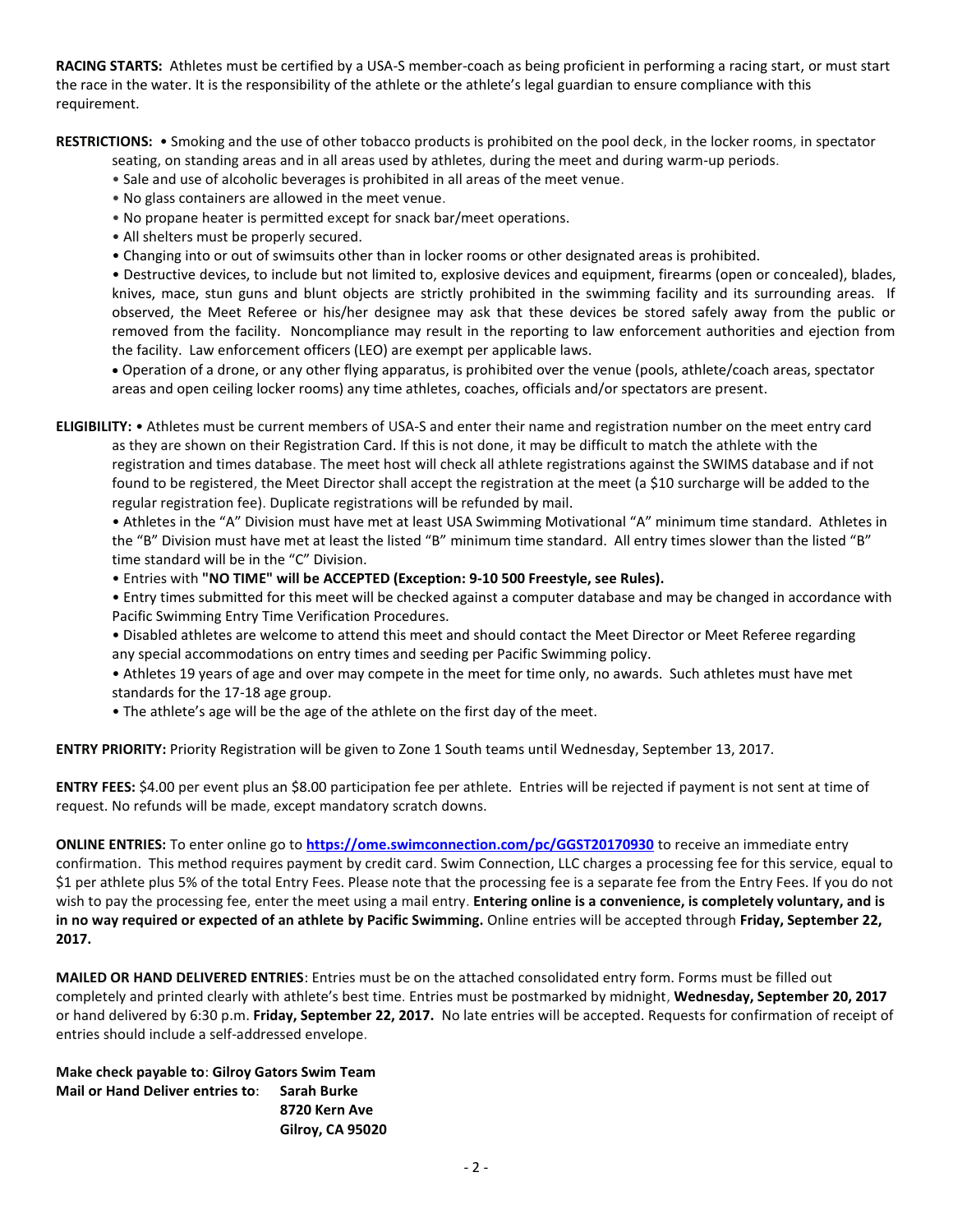**RACING STARTS:** Athletes must be certified by a USA-S member-coach as being proficient in performing a racing start, or must start the race in the water. It is the responsibility of the athlete or the athlete's legal guardian to ensure compliance with this requirement.

**RESTRICTIONS:** • Smoking and the use of other tobacco products is prohibited on the pool deck, in the locker rooms, in spectator seating, on standing areas and in all areas used by athletes, during the meet and during warm-up periods.

• Sale and use of alcoholic beverages is prohibited in all areas of the meet venue.

• No glass containers are allowed in the meet venue.

• No propane heater is permitted except for snack bar/meet operations.

• All shelters must be properly secured.

• Changing into or out of swimsuits other than in locker rooms or other designated areas is prohibited.

• Destructive devices, to include but not limited to, explosive devices and equipment, firearms (open or concealed), blades, knives, mace, stun guns and blunt objects are strictly prohibited in the swimming facility and its surrounding areas. If observed, the Meet Referee or his/her designee may ask that these devices be stored safely away from the public or removed from the facility. Noncompliance may result in the reporting to law enforcement authorities and ejection from the facility. Law enforcement officers (LEO) are exempt per applicable laws.

• Operation of a drone, or any other flying apparatus, is prohibited over the venue (pools, athlete/coach areas, spectator areas and open ceiling locker rooms) any time athletes, coaches, officials and/or spectators are present.

**ELIGIBILITY:** • Athletes must be current members of USA-S and enter their name and registration number on the meet entry card as they are shown on their Registration Card. If this is not done, it may be difficult to match the athlete with the registration and times database. The meet host will check all athlete registrations against the SWIMS database and if not found to be registered, the Meet Director shall accept the registration at the meet (a $10 surcharge will be added to the regular registration fee). Duplicate registrations will be refunded by mail.

• Athletes in the "A" Division must have met at least USA Swimming Motivational "A" minimum time standard. Athletes in the "B" Division must have met at least the listed "B" minimum time standard. All entry times slower than the listed "B" time standard will be in the "C" Division.

• Entries with **"NO TIME" will be ACCEPTED (Exception: 9-10 500 Freestyle, see Rules).**

• Entry times submitted for this meet will be checked against a computer database and may be changed in accordance with Pacific Swimming Entry Time Verification Procedures.

• Disabled athletes are welcome to attend this meet and should contact the Meet Director or Meet Referee regarding any special accommodations on entry times and seeding per Pacific Swimming policy.

• Athletes 19 years of age and over may compete in the meet for time only, no awards. Such athletes must have met standards for the 17-18 age group.

• The athlete's age will be the age of the athlete on the first day of the meet.

**ENTRY PRIORITY:** Priority Registration will be given to Zone 1 South teams until Wednesday, September 13, 2017.

**ENTRY FEES:** $4.00 per event plus an $8.00 participation fee per athlete. Entries will be rejected if payment is not sent at time of request. No refunds will be made, except mandatory scratch downs.

**ONLINE ENTRIES:** To enter online go to **https://ome.swimconnection.com/pc/GGST20170930** to receive an immediate entry confirmation. This method requires payment by credit card. Swim Connection, LLC charges a processing fee for this service, equal to $1 per athlete plus 5% of the total Entry Fees. Please note that the processing fee is a separate fee from the Entry Fees. If you do not wish to pay the processing fee, enter the meet using a mail entry. **Entering online is a convenience, is completely voluntary, and is in no way required or expected of an athlete by Pacific Swimming.** Online entries will be accepted through **Friday, September 22, 2017.**

**MAILED OR HAND DELIVERED ENTRIES**: Entries must be on the attached consolidated entry form. Forms must be filled out completely and printed clearly with athlete's best time. Entries must be postmarked by midnight, **Wednesday, September 20, 2017** or hand delivered by 6:30 p.m. **Friday, September 22, 2017.** No late entries will be accepted. Requests for confirmation of receipt of entries should include a self-addressed envelope.

**Make check payable to**: **Gilroy Gators Swim Team**
**Mail or Hand Deliver entries to**: **Sarah Burke**
**8720 Kern Ave**
**Gilroy, CA 95020**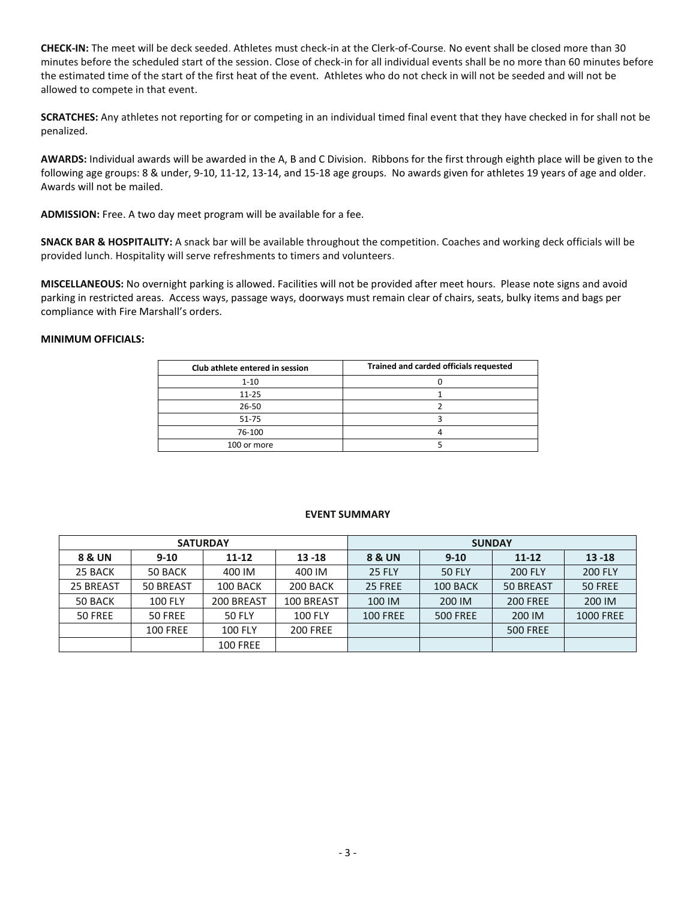**CHECK-IN:** The meet will be deck seeded. Athletes must check-in at the Clerk-of-Course. No event shall be closed more than 30 minutes before the scheduled start of the session. Close of check-in for all individual events shall be no more than 60 minutes before the estimated time of the start of the first heat of the event. Athletes who do not check in will not be seeded and will not be allowed to compete in that event.

**SCRATCHES:** Any athletes not reporting for or competing in an individual timed final event that they have checked in for shall not be penalized.

**AWARDS:** Individual awards will be awarded in the A, B and C Division. Ribbons for the first through eighth place will be given to the following age groups: 8 & under, 9-10, 11-12, 13-14, and 15-18 age groups. No awards given for athletes 19 years of age and older. Awards will not be mailed.

**ADMISSION:** Free. A two day meet program will be available for a fee.

**SNACK BAR & HOSPITALITY:** A snack bar will be available throughout the competition. Coaches and working deck officials will be provided lunch. Hospitality will serve refreshments to timers and volunteers.

**MISCELLANEOUS:** No overnight parking is allowed. Facilities will not be provided after meet hours. Please note signs and avoid parking in restricted areas. Access ways, passage ways, doorways must remain clear of chairs, seats, bulky items and bags per compliance with Fire Marshall's orders.

**MINIMUM OFFICIALS:**

| Club athlete entered in session | Trained and carded officials requested |
|---|---|
| 1-10 | 0 |
| 11-25 | 1 |
| 26-50 | 2 |
| 51-75 | 3 |
| 76-100 | 4 |
| 100 or more | 5 |

**EVENT SUMMARY**

| SATURDAY | | | | SUNDAY | | | |
|---|---|---|---|---|---|---|---|
| **8 & UN** | **9-10** | **11-12** | **13 -18** | **8 & UN** | **9-10** | **11-12** | **13 -18** |
| 25 BACK | 50 BACK | 400 IM | 400 IM | 25 FLY | 50 FLY | 200 FLY | 200 FLY |
| 25 BREAST | 50 BREAST | 100 BACK | 200 BACK | 25 FREE | 100 BACK | 50 BREAST | 50 FREE |
| 50 BACK | 100 FLY | 200 BREAST | 100 BREAST | 100 IM | 200 IM | 200 FREE | 200 IM |
| 50 FREE | 50 FREE | 50 FLY | 100 FLY | 100 FREE | 500 FREE | 200 IM | 1000 FREE |
| | 100 FREE | 100 FLY | 200 FREE | | | 500 FREE | |
| | | 100 FREE | | | | | |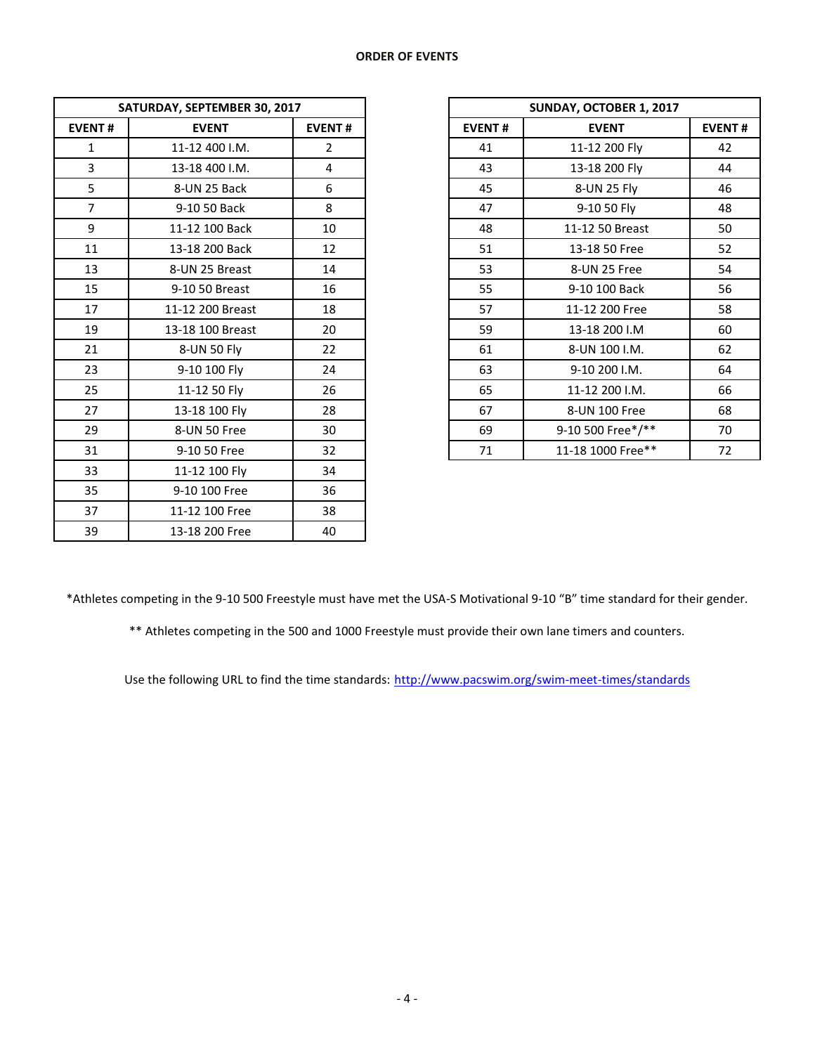**ORDER OF EVENTS**

| SATURDAY, SEPTEMBER 30, 2017 | | |
|---|---|---|
| **EVENT #** | **EVENT** | **EVENT #** |
| 1 | 11-12 400 I.M. | 2 |
| 3 | 13-18 400 I.M. | 4 |
| 5 | 8-UN 25 Back | 6 |
| 7 | 9-10 50 Back | 8 |
| 9 | 11-12 100 Back | 10 |
| 11 | 13-18 200 Back | 12 |
| 13 | 8-UN 25 Breast | 14 |
| 15 | 9-10 50 Breast | 16 |
| 17 | 11-12 200 Breast | 18 |
| 19 | 13-18 100 Breast | 20 |
| 21 | 8-UN 50 Fly | 22 |
| 23 | 9-10 100 Fly | 24 |
| 25 | 11-12 50 Fly | 26 |
| 27 | 13-18 100 Fly | 28 |
| 29 | 8-UN 50 Free | 30 |
| 31 | 9-10 50 Free | 32 |
| 33 | 11-12 100 Fly | 34 |
| 35 | 9-10 100 Free | 36 |
| 37 | 11-12 100 Free | 38 |
| 39 | 13-18 200 Free | 40 |

| SUNDAY, OCTOBER 1, 2017 | | |
|---|---|---|
| **EVENT #** | **EVENT** | **EVENT #** |
| 41 | 11-12 200 Fly | 42 |
| 43 | 13-18 200 Fly | 44 |
| 45 | 8-UN 25 Fly | 46 |
| 47 | 9-10 50 Fly | 48 |
| 48 | 11-12 50 Breast | 50 |
| 51 | 13-18 50 Free | 52 |
| 53 | 8-UN 25 Free | 54 |
| 55 | 9-10 100 Back | 56 |
| 57 | 11-12 200 Free | 58 |
| 59 | 13-18 200 I.M | 60 |
| 61 | 8-UN 100 I.M. | 62 |
| 63 | 9-10 200 I.M. | 64 |
| 65 | 11-12 200 I.M. | 66 |
| 67 | 8-UN 100 Free | 68 |
| 69 | 9-10 500 Free*/** | 70 |
| 71 | 11-18 1000 Free** | 72 |

*Athletes competing in the 9-10 500 Freestyle must have met the USA-S Motivational 9-10 "B" time standard for their gender.

** Athletes competing in the 500 and 1000 Freestyle must provide their own lane timers and counters.

Use the following URL to find the time standards: http://www.pacswim.org/swim-meet-times/standards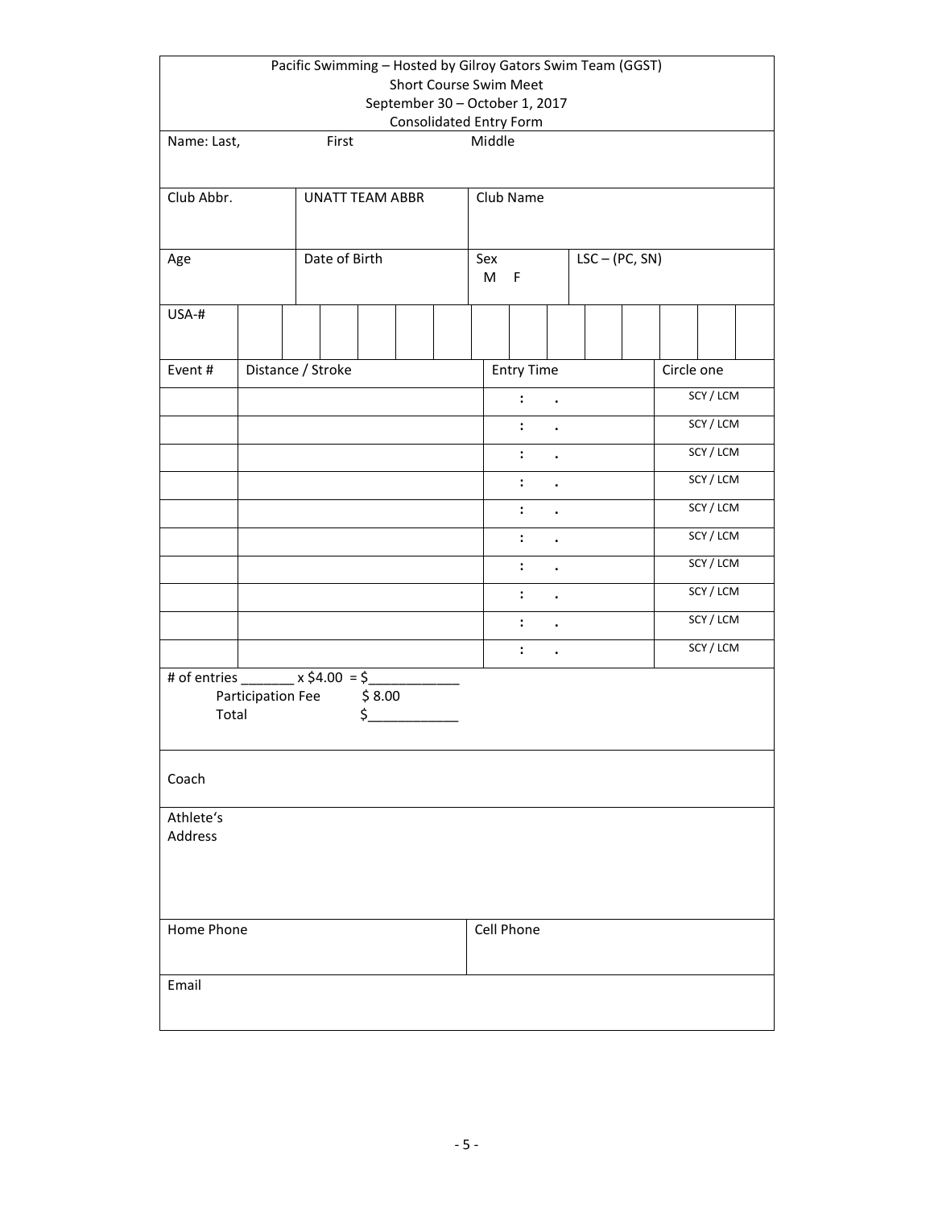Pacific Swimming – Hosted by Gilroy Gators Swim Team (GGST)
Short Course Swim Meet
September 30 – October 1, 2017
Consolidated Entry Form

| Name: Last, | First | Middle |
|---|---|---|
| | | |

| Club Abbr. | UNATT TEAM ABBR | Club Name |
|---|---|---|
| | | |

| Age | Date of Birth | Sex M F | LSC – (PC, SN) |
|---|---|---|---|
| | | | |

| USA-# | | | | | | | | | | | | | | |
|---|---|---|---|---|---|---|---|---|---|---|---|---|---|---|
| | | | | | | | | | | | | | | |

| Event # | Distance / Stroke | Entry Time | Circle one |
|---|---|---|---|
| | | : . | SCY / LCM |
| | | : . | SCY / LCM |
| | | : . | SCY / LCM |
| | | : . | SCY / LCM |
| | | : . | SCY / LCM |
| | | : . | SCY / LCM |
| | | : . | SCY / LCM |
| | | : . | SCY / LCM |
| | | : . | SCY / LCM |
| | | : . | SCY / LCM |

# of entries _______ x $4.00 = $____________
Participation Fee $ 8.00
Total $____________

Coach

Athlete's Address

| Home Phone | Cell Phone |
|---|---|
| | |

Email